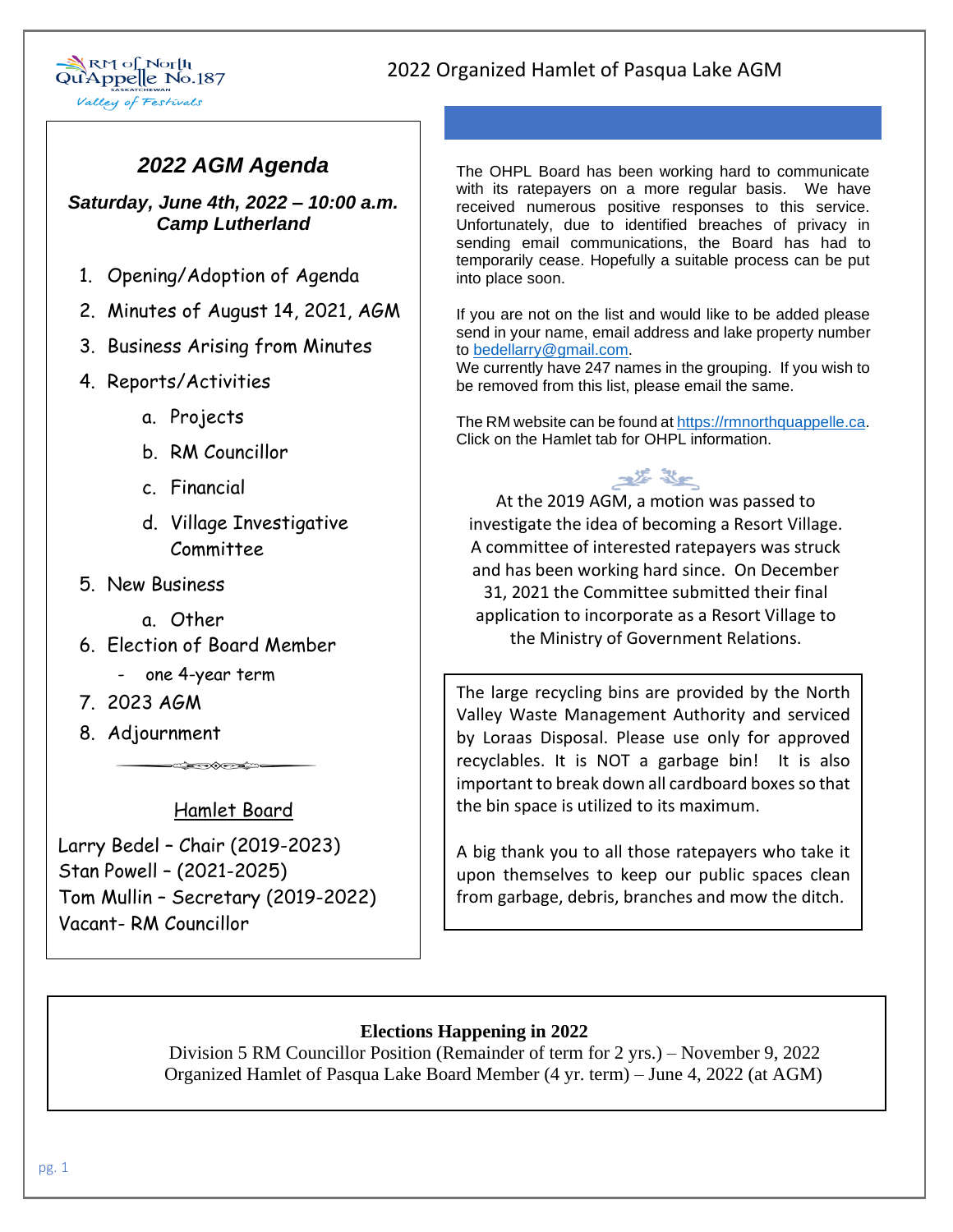# 2022 Organized Hamlet of Pasqua Lake AGM

## *2022 AGM Agenda*

***Saturday, June 4th, 2022 – 10:00 a.m.***
***Camp Lutherland***

1. Opening/Adoption of Agenda
2. Minutes of August 14, 2021, AGM
3. Business Arising from Minutes
4. Reports/Activities
   a. Projects
   b. RM Councillor
   c. Financial
   d. Village Investigative Committee
5. New Business
   a. Other
6. Election of Board Member
   - one 4-year term
7. 2023 AGM
8. Adjournment

### Hamlet Board

Larry Bedel – Chair (2019-2023)
Stan Powell – (2021-2025)
Tom Mullin – Secretary (2019-2022)
Vacant- RM Councillor

The OHPL Board has been working hard to communicate with its ratepayers on a more regular basis. We have received numerous positive responses to this service. Unfortunately, due to identified breaches of privacy in sending email communications, the Board has had to temporarily cease. Hopefully a suitable process can be put into place soon.

If you are not on the list and would like to be added please send in your name, email address and lake property number to bedellarry@gmail.com.
We currently have 247 names in the grouping. If you wish to be removed from this list, please email the same.

The RM website can be found at https://rmnorthquappelle.ca. Click on the Hamlet tab for OHPL information.

At the 2019 AGM, a motion was passed to investigate the idea of becoming a Resort Village. A committee of interested ratepayers was struck and has been working hard since. On December 31, 2021 the Committee submitted their final application to incorporate as a Resort Village to the Ministry of Government Relations.

The large recycling bins are provided by the North Valley Waste Management Authority and serviced by Loraas Disposal. Please use only for approved recyclables. It is NOT a garbage bin! It is also important to break down all cardboard boxes so that the bin space is utilized to its maximum.

A big thank you to all those ratepayers who take it upon themselves to keep our public spaces clean from garbage, debris, branches and mow the ditch.

**Elections Happening in 2022**
Division 5 RM Councillor Position (Remainder of term for 2 yrs.) – November 9, 2022
Organized Hamlet of Pasqua Lake Board Member (4 yr. term) – June 4, 2022 (at AGM)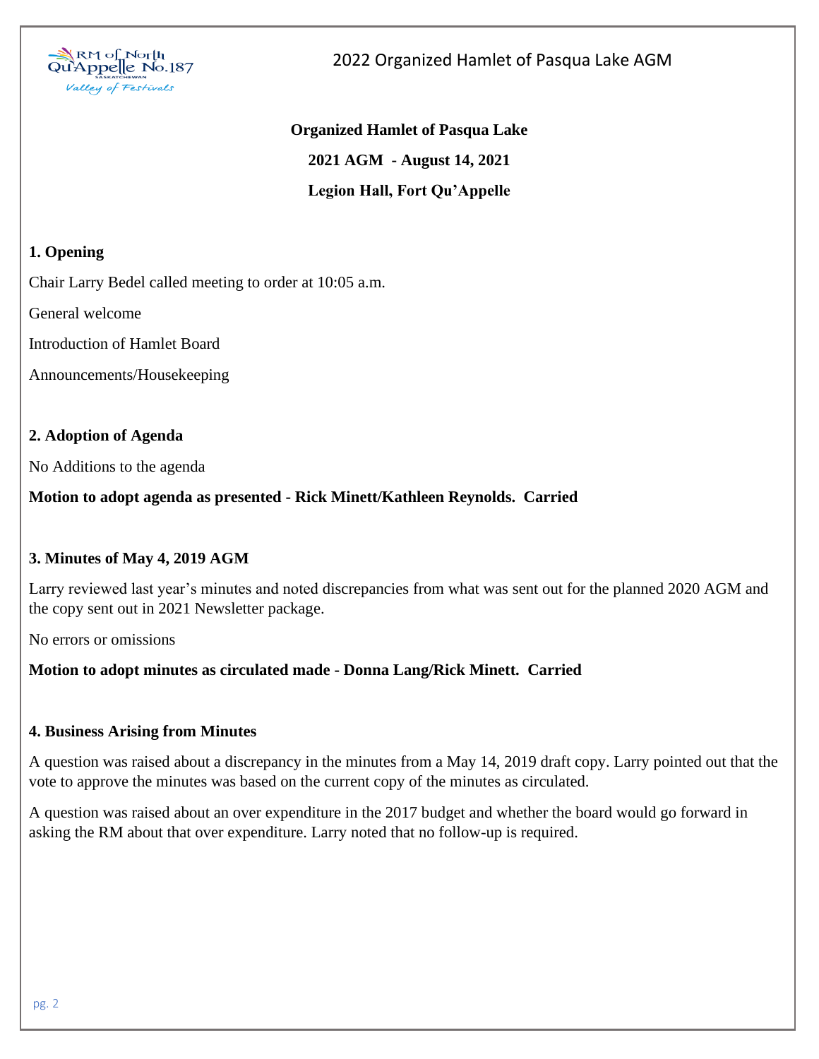**Organized Hamlet of Pasqua Lake**

**2021 AGM - August 14, 2021**

**Legion Hall, Fort Qu'Appelle**

## 1. Opening

Chair Larry Bedel called meeting to order at 10:05 a.m.

General welcome

Introduction of Hamlet Board

Announcements/Housekeeping

## 2. Adoption of Agenda

No Additions to the agenda

**Motion to adopt agenda as presented - Rick Minett/Kathleen Reynolds. Carried**

## 3. Minutes of May 4, 2019 AGM

Larry reviewed last year's minutes and noted discrepancies from what was sent out for the planned 2020 AGM and the copy sent out in 2021 Newsletter package.

No errors or omissions

**Motion to adopt minutes as circulated made - Donna Lang/Rick Minett. Carried**

## 4. Business Arising from Minutes

A question was raised about a discrepancy in the minutes from a May 14, 2019 draft copy. Larry pointed out that the vote to approve the minutes was based on the current copy of the minutes as circulated.

A question was raised about an over expenditure in the 2017 budget and whether the board would go forward in asking the RM about that over expenditure. Larry noted that no follow-up is required.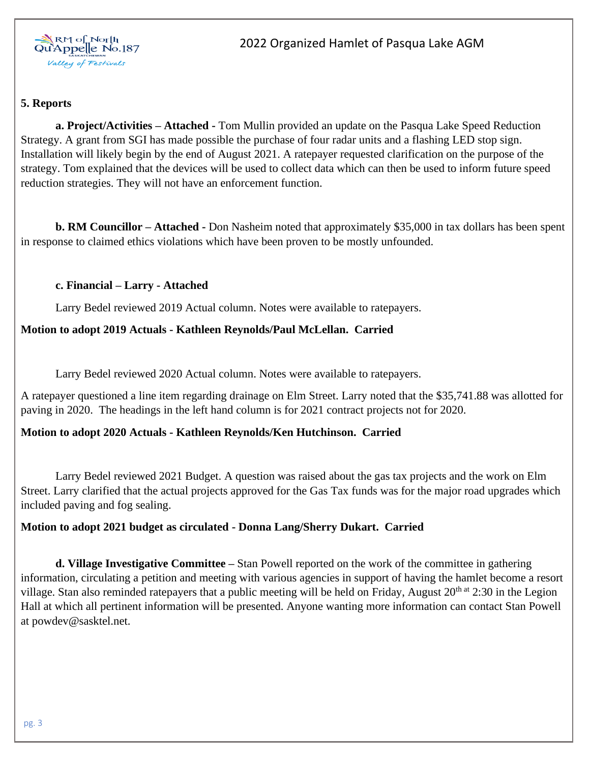## 5. Reports

**a. Project/Activities – Attached -** Tom Mullin provided an update on the Pasqua Lake Speed Reduction Strategy. A grant from SGI has made possible the purchase of four radar units and a flashing LED stop sign. Installation will likely begin by the end of August 2021. A ratepayer requested clarification on the purpose of the strategy. Tom explained that the devices will be used to collect data which can then be used to inform future speed reduction strategies. They will not have an enforcement function.

**b. RM Councillor – Attached -** Don Nasheim noted that approximately $35,000 in tax dollars has been spent in response to claimed ethics violations which have been proven to be mostly unfounded.

**c. Financial – Larry - Attached**

Larry Bedel reviewed 2019 Actual column. Notes were available to ratepayers.

**Motion to adopt 2019 Actuals - Kathleen Reynolds/Paul McLellan. Carried**

Larry Bedel reviewed 2020 Actual column. Notes were available to ratepayers.

A ratepayer questioned a line item regarding drainage on Elm Street. Larry noted that the $35,741.88 was allotted for paving in 2020. The headings in the left hand column is for 2021 contract projects not for 2020.

**Motion to adopt 2020 Actuals - Kathleen Reynolds/Ken Hutchinson. Carried**

Larry Bedel reviewed 2021 Budget. A question was raised about the gas tax projects and the work on Elm Street. Larry clarified that the actual projects approved for the Gas Tax funds was for the major road upgrades which included paving and fog sealing.

**Motion to adopt 2021 budget as circulated - Donna Lang/Sherry Dukart. Carried**

**d. Village Investigative Committee –** Stan Powell reported on the work of the committee in gathering information, circulating a petition and meeting with various agencies in support of having the hamlet become a resort village. Stan also reminded ratepayers that a public meeting will be held on Friday, August 20th at 2:30 in the Legion Hall at which all pertinent information will be presented. Anyone wanting more information can contact Stan Powell at powdev@sasktel.net.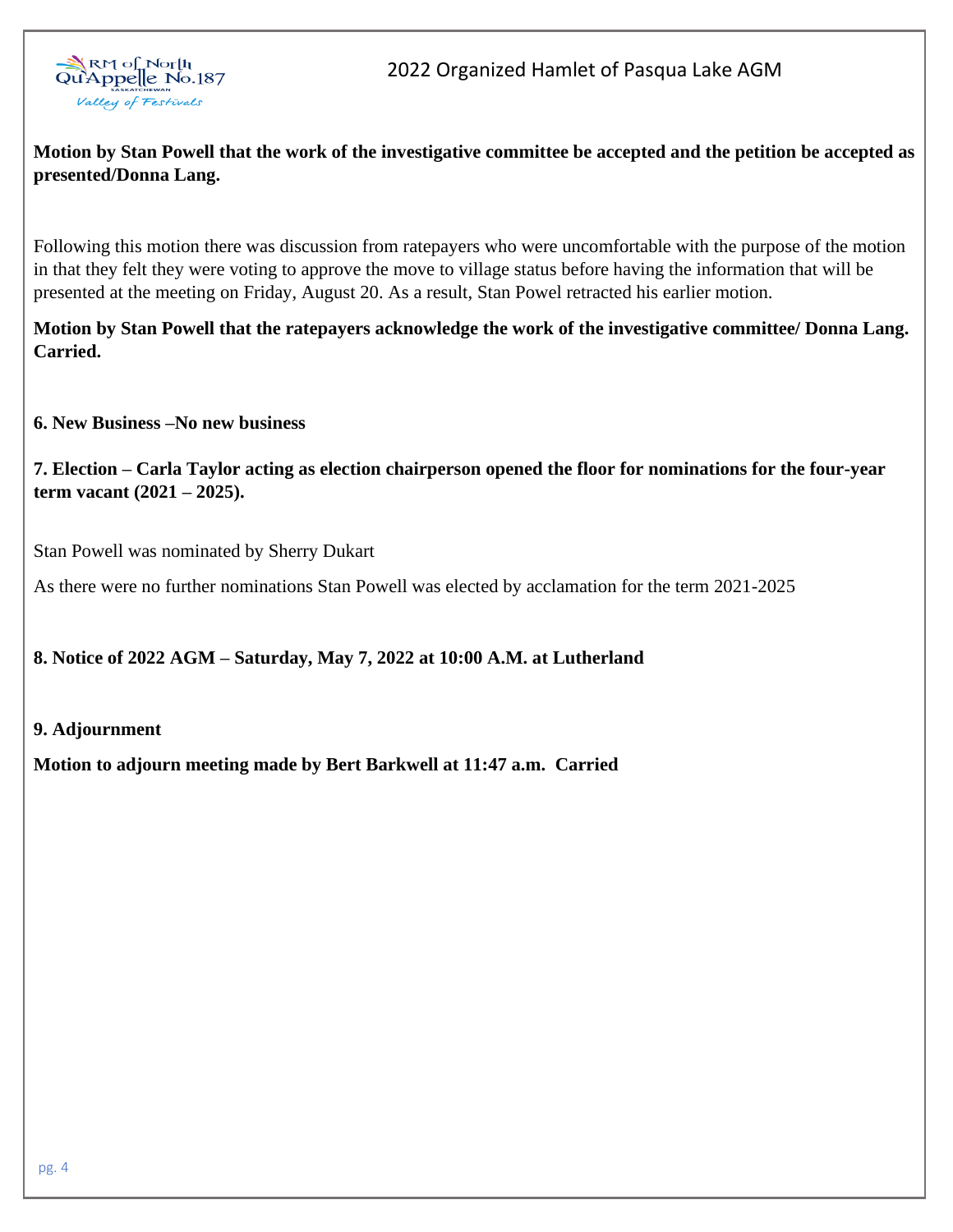**Motion by Stan Powell that the work of the investigative committee be accepted and the petition be accepted as presented/Donna Lang.**

Following this motion there was discussion from ratepayers who were uncomfortable with the purpose of the motion in that they felt they were voting to approve the move to village status before having the information that will be presented at the meeting on Friday, August 20. As a result, Stan Powel retracted his earlier motion.

**Motion by Stan Powell that the ratepayers acknowledge the work of the investigative committee/ Donna Lang. Carried.**

**6. New Business –No new business**

**7. Election – Carla Taylor acting as election chairperson opened the floor for nominations for the four-year term vacant (2021 – 2025).**

Stan Powell was nominated by Sherry Dukart

As there were no further nominations Stan Powell was elected by acclamation for the term 2021-2025

**8. Notice of 2022 AGM – Saturday, May 7, 2022 at 10:00 A.M. at Lutherland**

**9. Adjournment**

**Motion to adjourn meeting made by Bert Barkwell at 11:47 a.m. Carried**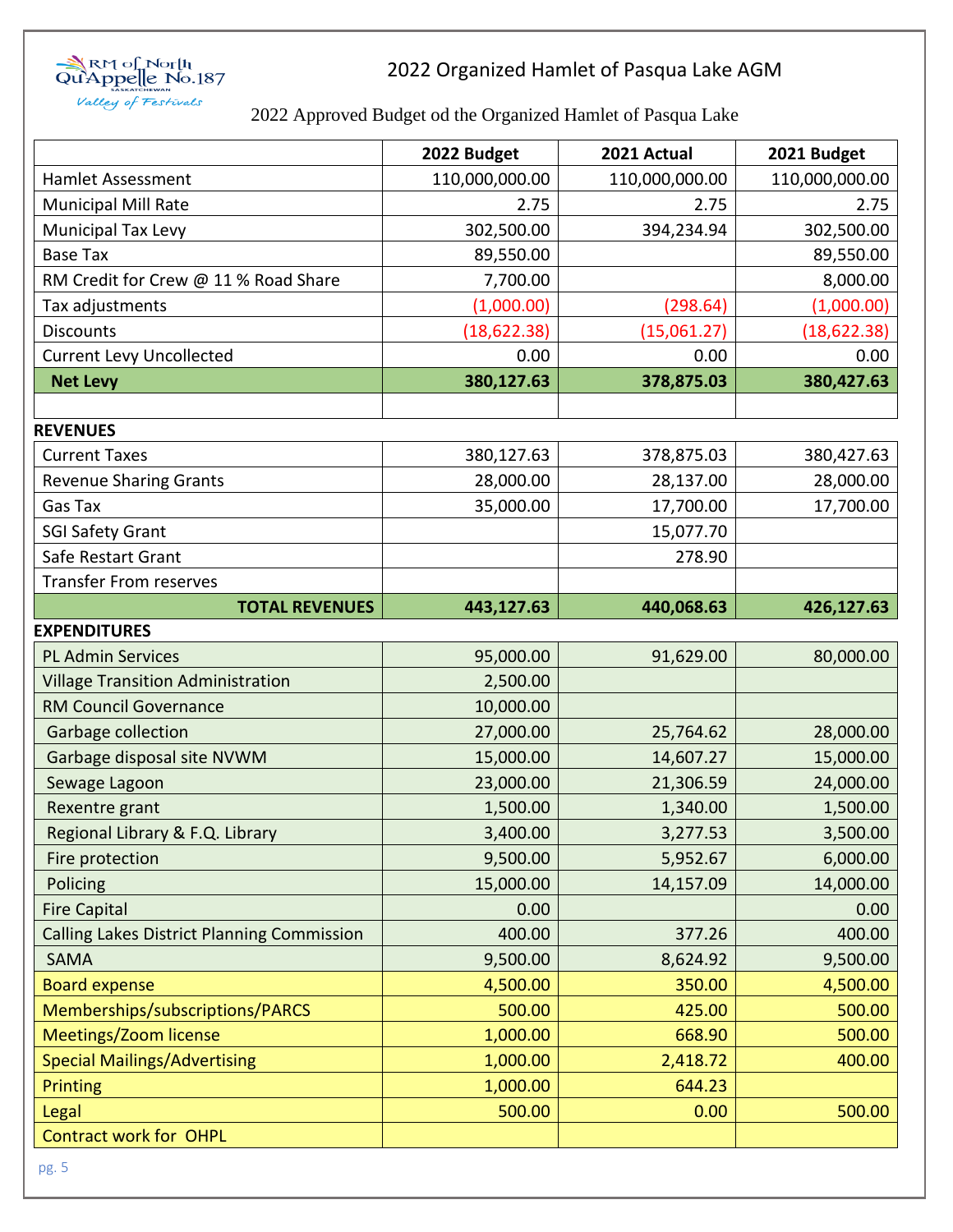RM of North Qu'Appelle No.187

Valley of Festivals

# 2022 Organized Hamlet of Pasqua Lake AGM

2022 Approved Budget od the Organized Hamlet of Pasqua Lake

| | 2022 Budget | 2021 Actual | 2021 Budget |
|---|---|---|---|
| Hamlet Assessment | 110,000,000.00 | 110,000,000.00 | 110,000,000.00 |
| Municipal Mill Rate | 2.75 | 2.75 | 2.75 |
| Municipal Tax Levy | 302,500.00 | 394,234.94 | 302,500.00 |
| Base Tax | 89,550.00 | | 89,550.00 |
| RM Credit for Crew @ 11 % Road Share | 7,700.00 | | 8,000.00 |
| Tax adjustments | (1,000.00) | (298.64) | (1,000.00) |
| Discounts | (18,622.38) | (15,061.27) | (18,622.38) |
| Current Levy Uncollected | 0.00 | 0.00 | 0.00 |
| **Net Levy** | **380,127.63** | **378,875.03** | **380,427.63** |
| | | | |
| **REVENUES** | | | |
| Current Taxes | 380,127.63 | 378,875.03 | 380,427.63 |
| Revenue Sharing Grants | 28,000.00 | 28,137.00 | 28,000.00 |
| Gas Tax | 35,000.00 | 17,700.00 | 17,700.00 |
| SGI Safety Grant | | 15,077.70 | |
| Safe Restart Grant | | 278.90 | |
| Transfer From reserves | | | |
| **TOTAL REVENUES** | **443,127.63** | **440,068.63** | **426,127.63** |
| **EXPENDITURES** | | | |
| PL Admin Services | 95,000.00 | 91,629.00 | 80,000.00 |
| Village Transition Administration | 2,500.00 | | |
| RM Council Governance | 10,000.00 | | |
| Garbage collection | 27,000.00 | 25,764.62 | 28,000.00 |
| Garbage disposal site NVWM | 15,000.00 | 14,607.27 | 15,000.00 |
| Sewage Lagoon | 23,000.00 | 21,306.59 | 24,000.00 |
| Rexentre grant | 1,500.00 | 1,340.00 | 1,500.00 |
| Regional Library & F.Q. Library | 3,400.00 | 3,277.53 | 3,500.00 |
| Fire protection | 9,500.00 | 5,952.67 | 6,000.00 |
| Policing | 15,000.00 | 14,157.09 | 14,000.00 |
| Fire Capital | 0.00 | | 0.00 |
| Calling Lakes District Planning Commission | 400.00 | 377.26 | 400.00 |
| SAMA | 9,500.00 | 8,624.92 | 9,500.00 |
| Board expense | 4,500.00 | 350.00 | 4,500.00 |
| Memberships/subscriptions/PARCS | 500.00 | 425.00 | 500.00 |
| Meetings/Zoom license | 1,000.00 | 668.90 | 500.00 |
| Special Mailings/Advertising | 1,000.00 | 2,418.72 | 400.00 |
| Printing | 1,000.00 | 644.23 | |
| Legal | 500.00 | 0.00 | 500.00 |
| Contract work for OHPL | | | |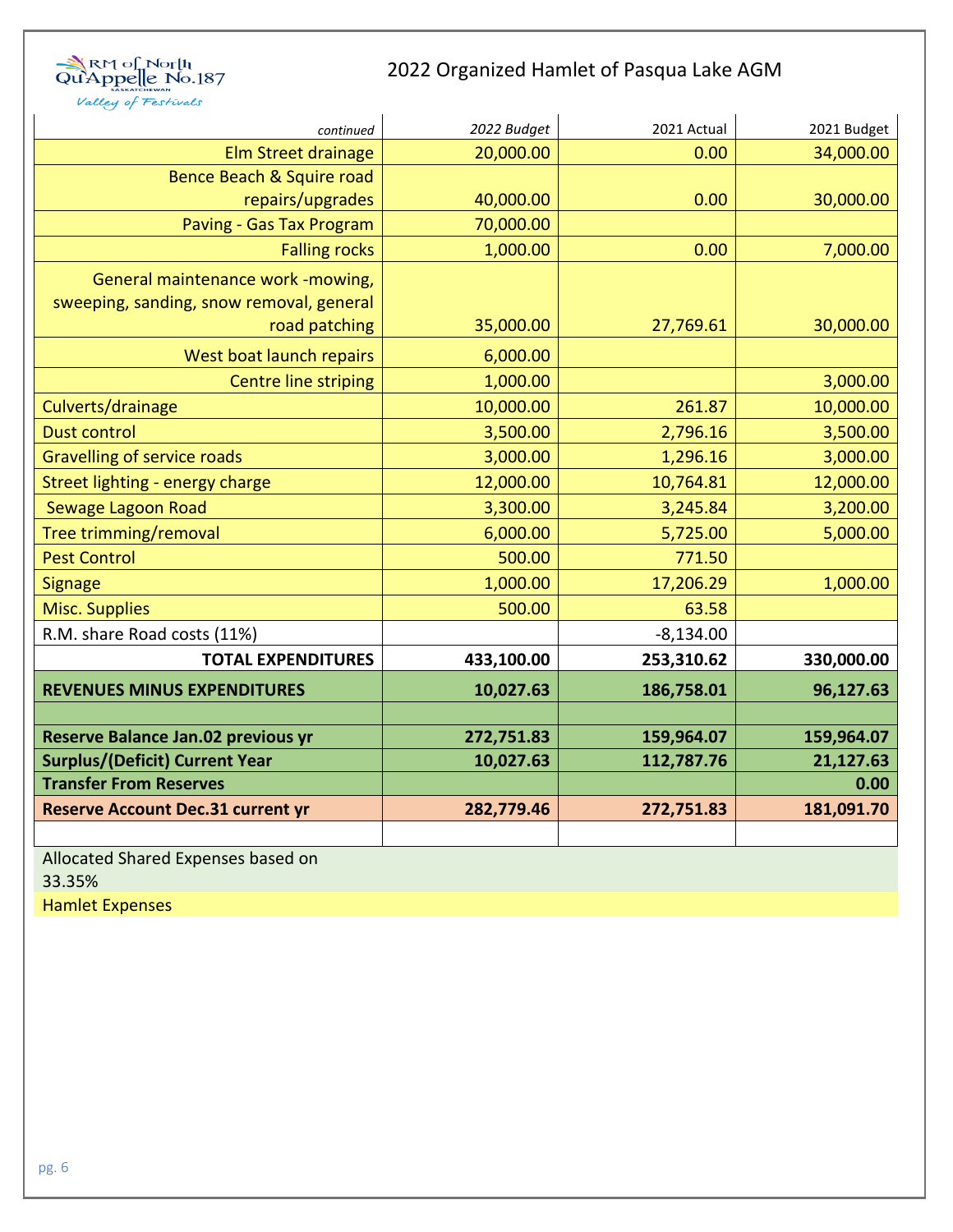# 2022 Organized Hamlet of Pasqua Lake AGM

| *continued* | *2022 Budget* | 2021 Actual | 2021 Budget |
|---|---|---|---|
| Elm Street drainage | 20,000.00 | 0.00 | 34,000.00 |
| Bence Beach & Squire road repairs/upgrades | 40,000.00 | 0.00 | 30,000.00 |
| Paving - Gas Tax Program | 70,000.00 | | |
| Falling rocks | 1,000.00 | 0.00 | 7,000.00 |
| General maintenance work -mowing, sweeping, sanding, snow removal, general road patching | 35,000.00 | 27,769.61 | 30,000.00 |
| West boat launch repairs | 6,000.00 | | |
| Centre line striping | 1,000.00 | | 3,000.00 |
| Culverts/drainage | 10,000.00 | 261.87 | 10,000.00 |
| Dust control | 3,500.00 | 2,796.16 | 3,500.00 |
| Gravelling of service roads | 3,000.00 | 1,296.16 | 3,000.00 |
| Street lighting - energy charge | 12,000.00 | 10,764.81 | 12,000.00 |
| Sewage Lagoon Road | 3,300.00 | 3,245.84 | 3,200.00 |
| Tree trimming/removal | 6,000.00 | 5,725.00 | 5,000.00 |
| Pest Control | 500.00 | 771.50 | |
| Signage | 1,000.00 | 17,206.29 | 1,000.00 |
| Misc. Supplies | 500.00 | 63.58 | |
| R.M. share Road costs (11%) | | -8,134.00 | |
| **TOTAL EXPENDITURES** | **433,100.00** | **253,310.62** | **330,000.00** |
| **REVENUES MINUS EXPENDITURES** | **10,027.63** | **186,758.01** | **96,127.63** |
| | | | |
| **Reserve Balance Jan.02 previous yr** | **272,751.83** | **159,964.07** | **159,964.07** |
| **Surplus/(Deficit) Current Year** | **10,027.63** | **112,787.76** | **21,127.63** |
| **Transfer From Reserves** | | | **0.00** |
| **Reserve Account Dec.31 current yr** | **282,779.46** | **272,751.83** | **181,091.70** |
| | | | |

Allocated Shared Expenses based on 33.35%

Hamlet Expenses